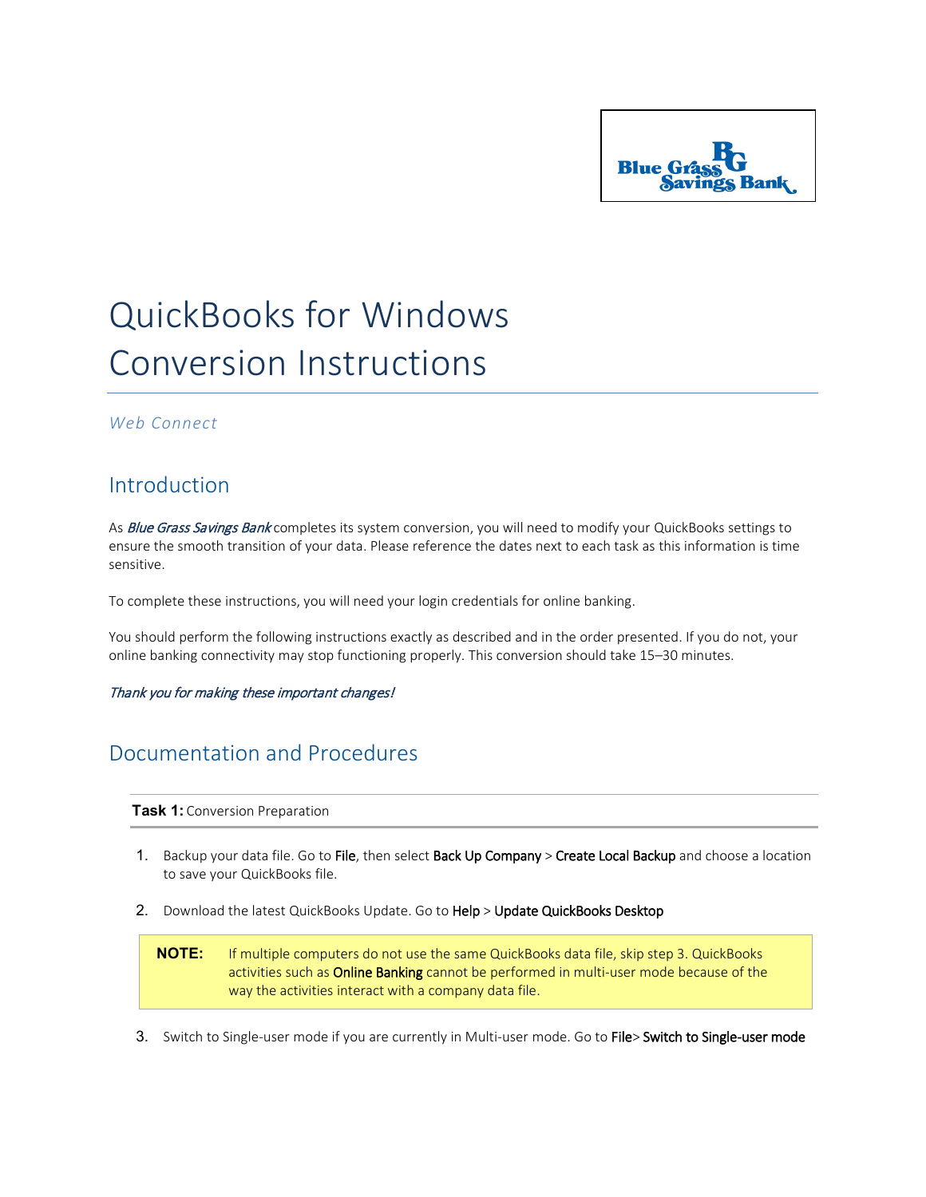# QuickBooks for Windows Conversion Instructions

*Web Connect*

## Introduction

As *Blue Grass Savings Bank* completes its system conversion, you will need to modify your QuickBooks settings to ensure the smooth transition of your data. Please reference the dates next to each task as this information is time sensitive.

To complete these instructions, you will need your login credentials for online banking.

You should perform the following instructions exactly as described and in the order presented. If you do not, your online banking connectivity may stop functioning properly. This conversion should take 15–30 minutes.

*Thank you for making these important changes!*

## Documentation and Procedures

**Task 1:** Conversion Preparation

1. Backup your data file. Go to **File**, then select **Back Up Company** > **Create Local Backup** and choose a location to save your QuickBooks file.

2. Download the latest QuickBooks Update. Go to **Help** > **Update QuickBooks Desktop**

> **NOTE:** If multiple computers do not use the same QuickBooks data file, skip step 3. QuickBooks activities such as **Online Banking** cannot be performed in multi-user mode because of the way the activities interact with a company data file.

3. Switch to Single-user mode if you are currently in Multi-user mode. Go to **File**> **Switch to Single-user mode**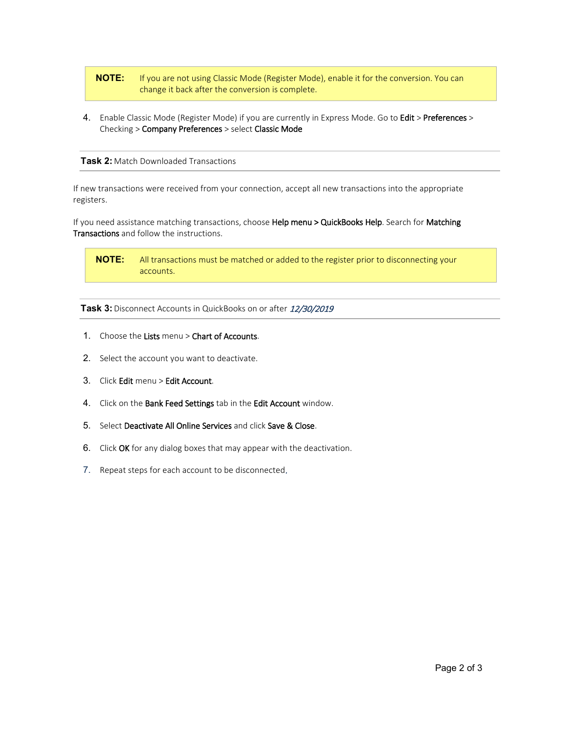> **NOTE:** If you are not using Classic Mode (Register Mode), enable it for the conversion. You can change it back after the conversion is complete.

4. Enable Classic Mode (Register Mode) if you are currently in Express Mode. Go to **Edit** > **Preferences** > Checking > **Company Preferences** > select **Classic Mode**

## Task 2: Match Downloaded Transactions

If new transactions were received from your connection, accept all new transactions into the appropriate registers.

If you need assistance matching transactions, choose **Help menu > QuickBooks Help**. Search for **Matching Transactions** and follow the instructions.

> **NOTE:** All transactions must be matched or added to the register prior to disconnecting your accounts.

## Task 3: Disconnect Accounts in QuickBooks on or after *12/30/2019*

1. Choose the **Lists** menu > **Chart of Accounts**.
2. Select the account you want to deactivate.
3. Click **Edit** menu > **Edit Account**.
4. Click on the **Bank Feed Settings** tab in the **Edit Account** window.
5. Select **Deactivate All Online Services** and click **Save & Close**.
6. Click **OK** for any dialog boxes that may appear with the deactivation.
7. Repeat steps for each account to be disconnected.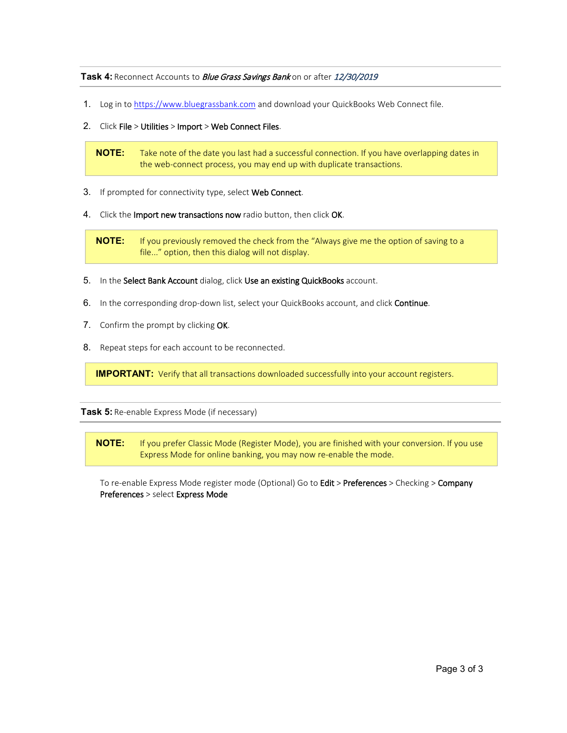**Task 4:** Reconnect Accounts to *Blue Grass Savings Bank* on or after *12/30/2019*

1. Log in to [https://www.bluegrassbank.com](https://www.bluegrassbank.com) and download your QuickBooks Web Connect file.
2. Click **File** > **Utilities** > **Import** > **Web Connect Files**.

> **NOTE:** Take note of the date you last had a successful connection. If you have overlapping dates in the web-connect process, you may end up with duplicate transactions.

3. If prompted for connectivity type, select **Web Connect**.
4. Click the **Import new transactions now** radio button, then click **OK**.

> **NOTE:** If you previously removed the check from the "Always give me the option of saving to a file..." option, then this dialog will not display.

5. In the **Select Bank Account** dialog, click **Use an existing QuickBooks** account.
6. In the corresponding drop-down list, select your QuickBooks account, and click **Continue**.
7. Confirm the prompt by clicking **OK**.
8. Repeat steps for each account to be reconnected.

> **IMPORTANT:** Verify that all transactions downloaded successfully into your account registers.

**Task 5:** Re-enable Express Mode (if necessary)

> **NOTE:** If you prefer Classic Mode (Register Mode), you are finished with your conversion. If you use Express Mode for online banking, you may now re-enable the mode.

To re-enable Express Mode register mode (Optional) Go to **Edit** > **Preferences** > Checking > **Company Preferences** > select **Express Mode**